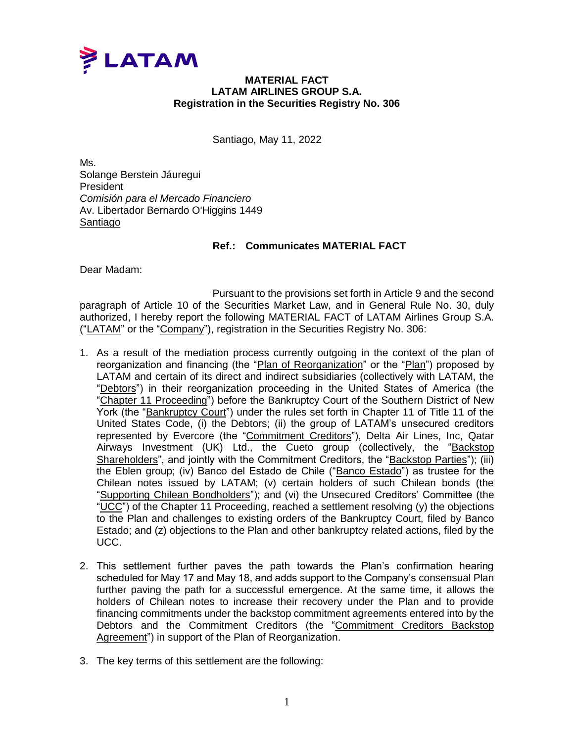LATAM

**MATERIAL FACT**
**LATAM AIRLINES GROUP S.A.**
**Registration in the Securities Registry No. 306**

Santiago, May 11, 2022

Ms.
Solange Berstein Jáuregui
President
*Comisión para el Mercado Financiero*
Av. Libertador Bernardo O'Higgins 1449
Santiago

**Ref.: Communicates MATERIAL FACT**

Dear Madam:

Pursuant to the provisions set forth in Article 9 and the second paragraph of Article 10 of the Securities Market Law, and in General Rule No. 30, duly authorized, I hereby report the following MATERIAL FACT of LATAM Airlines Group S.A. ("LATAM" or the "Company"), registration in the Securities Registry No. 306:

1. As a result of the mediation process currently outgoing in the context of the plan of reorganization and financing (the "Plan of Reorganization" or the "Plan") proposed by LATAM and certain of its direct and indirect subsidiaries (collectively with LATAM, the "Debtors") in their reorganization proceeding in the United States of America (the "Chapter 11 Proceeding") before the Bankruptcy Court of the Southern District of New York (the "Bankruptcy Court") under the rules set forth in Chapter 11 of Title 11 of the United States Code, (i) the Debtors; (ii) the group of LATAM's unsecured creditors represented by Evercore (the "Commitment Creditors"), Delta Air Lines, Inc, Qatar Airways Investment (UK) Ltd., the Cueto group (collectively, the "Backstop Shareholders", and jointly with the Commitment Creditors, the "Backstop Parties"); (iii) the Eblen group; (iv) Banco del Estado de Chile ("Banco Estado") as trustee for the Chilean notes issued by LATAM; (v) certain holders of such Chilean bonds (the "Supporting Chilean Bondholders"); and (vi) the Unsecured Creditors' Committee (the "UCC") of the Chapter 11 Proceeding, reached a settlement resolving (y) the objections to the Plan and challenges to existing orders of the Bankruptcy Court, filed by Banco Estado; and (z) objections to the Plan and other bankruptcy related actions, filed by the UCC.

2. This settlement further paves the path towards the Plan's confirmation hearing scheduled for May 17 and May 18, and adds support to the Company's consensual Plan further paving the path for a successful emergence. At the same time, it allows the holders of Chilean notes to increase their recovery under the Plan and to provide financing commitments under the backstop commitment agreements entered into by the Debtors and the Commitment Creditors (the "Commitment Creditors Backstop Agreement") in support of the Plan of Reorganization.

3. The key terms of this settlement are the following: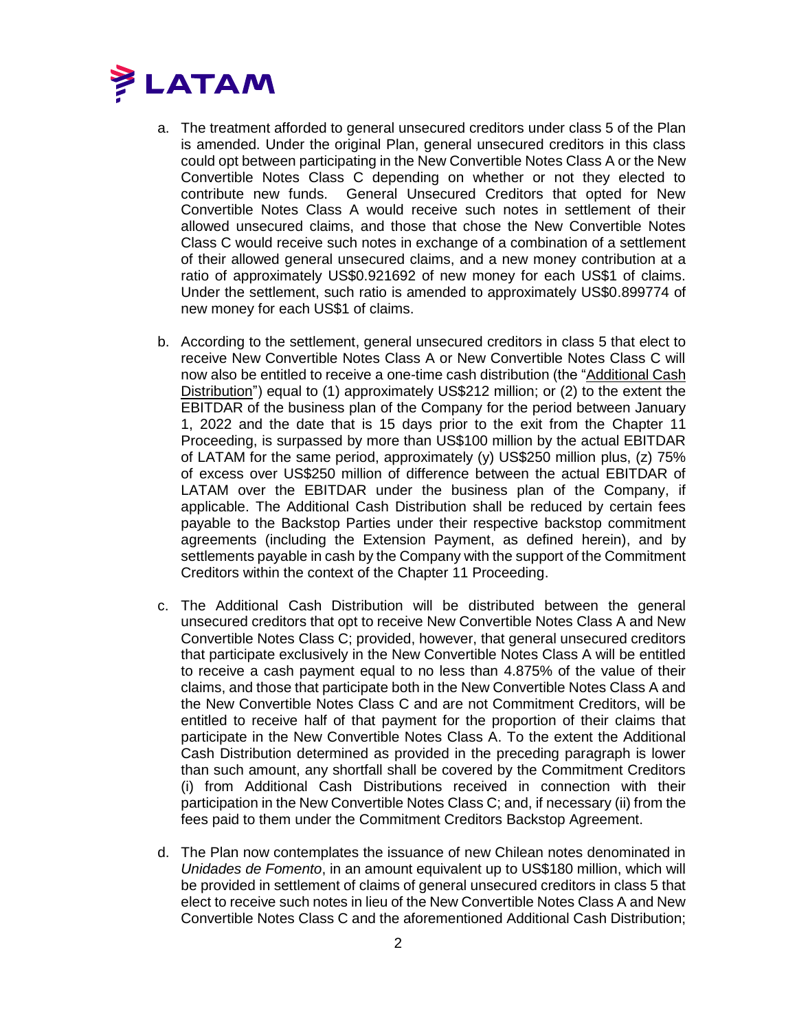a. The treatment afforded to general unsecured creditors under class 5 of the Plan is amended. Under the original Plan, general unsecured creditors in this class could opt between participating in the New Convertible Notes Class A or the New Convertible Notes Class C depending on whether or not they elected to contribute new funds. General Unsecured Creditors that opted for New Convertible Notes Class A would receive such notes in settlement of their allowed unsecured claims, and those that chose the New Convertible Notes Class C would receive such notes in exchange of a combination of a settlement of their allowed general unsecured claims, and a new money contribution at a ratio of approximately US$0.921692 of new money for each US$1 of claims. Under the settlement, such ratio is amended to approximately US$0.899774 of new money for each US$1 of claims.

b. According to the settlement, general unsecured creditors in class 5 that elect to receive New Convertible Notes Class A or New Convertible Notes Class C will now also be entitled to receive a one-time cash distribution (the "Additional Cash Distribution") equal to (1) approximately US$212 million; or (2) to the extent the EBITDAR of the business plan of the Company for the period between January 1, 2022 and the date that is 15 days prior to the exit from the Chapter 11 Proceeding, is surpassed by more than US$100 million by the actual EBITDAR of LATAM for the same period, approximately (y) US$250 million plus, (z) 75% of excess over US$250 million of difference between the actual EBITDAR of LATAM over the EBITDAR under the business plan of the Company, if applicable. The Additional Cash Distribution shall be reduced by certain fees payable to the Backstop Parties under their respective backstop commitment agreements (including the Extension Payment, as defined herein), and by settlements payable in cash by the Company with the support of the Commitment Creditors within the context of the Chapter 11 Proceeding.

c. The Additional Cash Distribution will be distributed between the general unsecured creditors that opt to receive New Convertible Notes Class A and New Convertible Notes Class C; provided, however, that general unsecured creditors that participate exclusively in the New Convertible Notes Class A will be entitled to receive a cash payment equal to no less than 4.875% of the value of their claims, and those that participate both in the New Convertible Notes Class A and the New Convertible Notes Class C and are not Commitment Creditors, will be entitled to receive half of that payment for the proportion of their claims that participate in the New Convertible Notes Class A. To the extent the Additional Cash Distribution determined as provided in the preceding paragraph is lower than such amount, any shortfall shall be covered by the Commitment Creditors (i) from Additional Cash Distributions received in connection with their participation in the New Convertible Notes Class C; and, if necessary (ii) from the fees paid to them under the Commitment Creditors Backstop Agreement.

d. The Plan now contemplates the issuance of new Chilean notes denominated in *Unidades de Fomento*, in an amount equivalent up to US$180 million, which will be provided in settlement of claims of general unsecured creditors in class 5 that elect to receive such notes in lieu of the New Convertible Notes Class A and New Convertible Notes Class C and the aforementioned Additional Cash Distribution;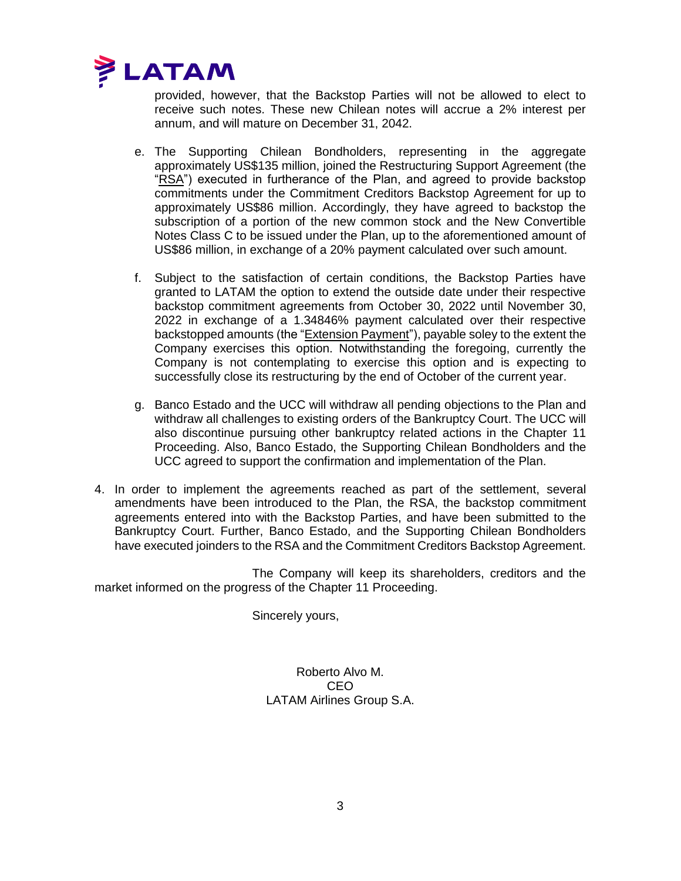provided, however, that the Backstop Parties will not be allowed to elect to receive such notes. These new Chilean notes will accrue a 2% interest per annum, and will mature on December 31, 2042.

e. The Supporting Chilean Bondholders, representing in the aggregate approximately US$135 million, joined the Restructuring Support Agreement (the "RSA") executed in furtherance of the Plan, and agreed to provide backstop commitments under the Commitment Creditors Backstop Agreement for up to approximately US$86 million. Accordingly, they have agreed to backstop the subscription of a portion of the new common stock and the New Convertible Notes Class C to be issued under the Plan, up to the aforementioned amount of US$86 million, in exchange of a 20% payment calculated over such amount.

f. Subject to the satisfaction of certain conditions, the Backstop Parties have granted to LATAM the option to extend the outside date under their respective backstop commitment agreements from October 30, 2022 until November 30, 2022 in exchange of a 1.34846% payment calculated over their respective backstopped amounts (the "Extension Payment"), payable soley to the extent the Company exercises this option. Notwithstanding the foregoing, currently the Company is not contemplating to exercise this option and is expecting to successfully close its restructuring by the end of October of the current year.

g. Banco Estado and the UCC will withdraw all pending objections to the Plan and withdraw all challenges to existing orders of the Bankruptcy Court. The UCC will also discontinue pursuing other bankruptcy related actions in the Chapter 11 Proceeding. Also, Banco Estado, the Supporting Chilean Bondholders and the UCC agreed to support the confirmation and implementation of the Plan.

4. In order to implement the agreements reached as part of the settlement, several amendments have been introduced to the Plan, the RSA, the backstop commitment agreements entered into with the Backstop Parties, and have been submitted to the Bankruptcy Court. Further, Banco Estado, and the Supporting Chilean Bondholders have executed joinders to the RSA and the Commitment Creditors Backstop Agreement.

The Company will keep its shareholders, creditors and the market informed on the progress of the Chapter 11 Proceeding.

Sincerely yours,

Roberto Alvo M.
CEO
LATAM Airlines Group S.A.